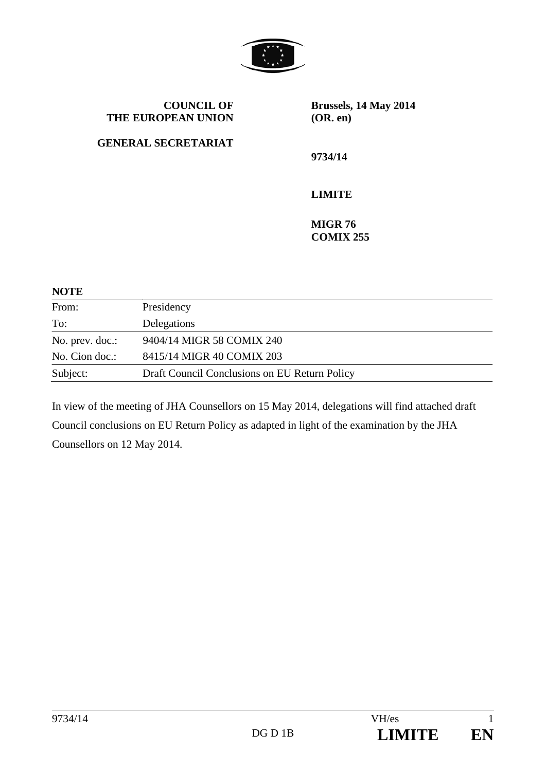**COUNCIL OF THE EUROPEAN UNION**

**GENERAL SECRETARIAT**

**Brussels, 14 May 2014 (OR. en)**

**9734/14**

**LIMITE**

**MIGR 76**
**COMIX 255**

**NOTE**

| | |
|---|---|
| From: | Presidency |
| To: | Delegations |
| No. prev. doc.: | 9404/14 MIGR 58 COMIX 240 |
| No. Cion doc.: | 8415/14 MIGR 40 COMIX 203 |
| Subject: | Draft Council Conclusions on EU Return Policy |

In view of the meeting of JHA Counsellors on 15 May 2014, delegations will find attached draft Council conclusions on EU Return Policy as adapted in light of the examination by the JHA Counsellors on 12 May 2014.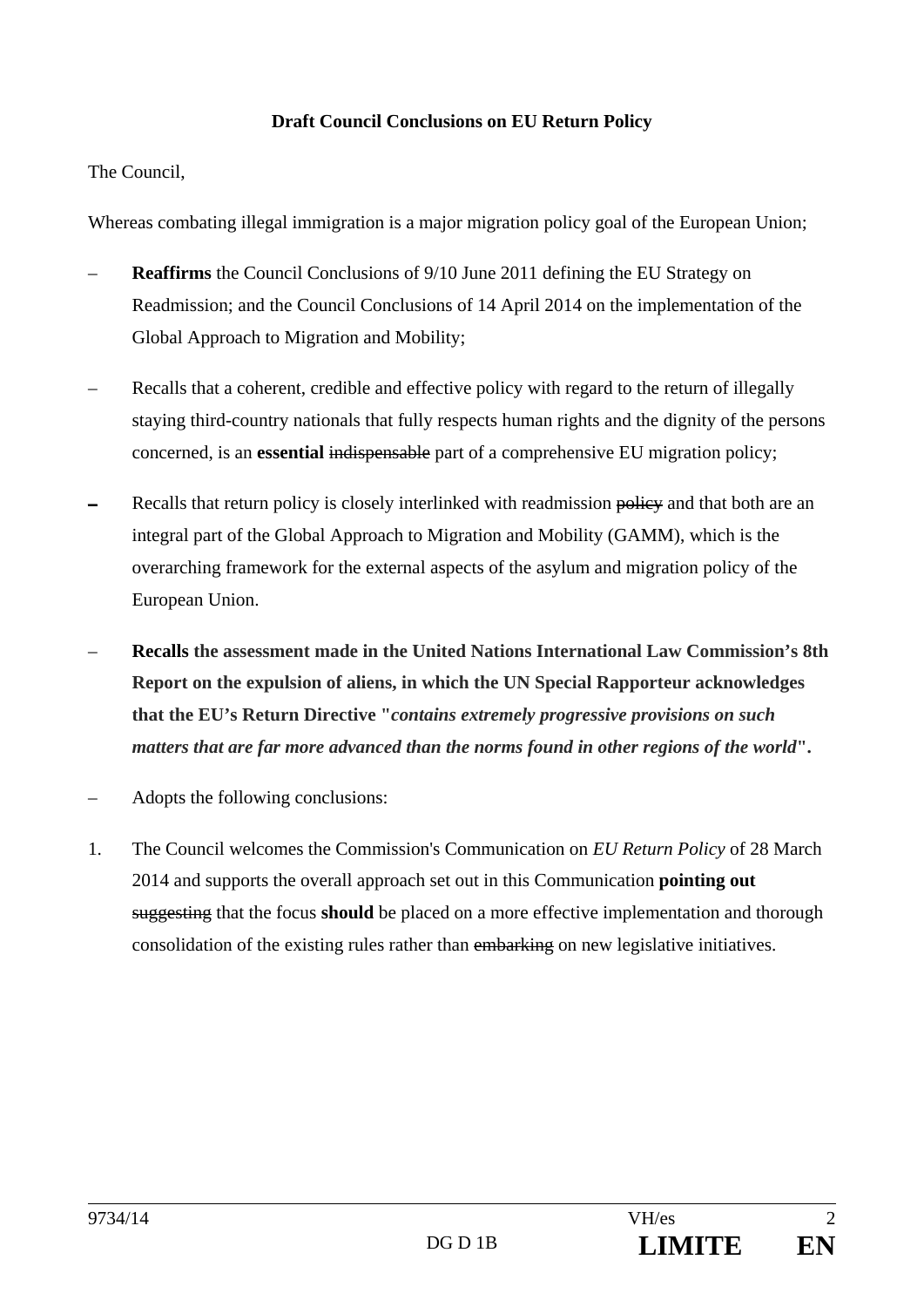**Draft Council Conclusions on EU Return Policy**

The Council,

Whereas combating illegal immigration is a major migration policy goal of the European Union;

- **Reaffirms** the Council Conclusions of 9/10 June 2011 defining the EU Strategy on Readmission; and the Council Conclusions of 14 April 2014 on the implementation of the Global Approach to Migration and Mobility;

- Recalls that a coherent, credible and effective policy with regard to the return of illegally staying third-country nationals that fully respects human rights and the dignity of the persons concerned, is an **essential** ~~indispensable~~ part of a comprehensive EU migration policy;

- Recalls that return policy is closely interlinked with readmission ~~policy~~ and that both are an integral part of the Global Approach to Migration and Mobility (GAMM), which is the overarching framework for the external aspects of the asylum and migration policy of the European Union.

- **Recalls the assessment made in the United Nations International Law Commission's 8th Report on the expulsion of aliens, in which the UN Special Rapporteur acknowledges that the EU's Return Directive "*contains extremely progressive provisions on such matters that are far more advanced than the norms found in other regions of the world*".**

- Adopts the following conclusions:

1. The Council welcomes the Commission's Communication on *EU Return Policy* of 28 March 2014 and supports the overall approach set out in this Communication **pointing out** ~~suggesting~~ that the focus **should** be placed on a more effective implementation and thorough consolidation of the existing rules rather than ~~embarking~~ on new legislative initiatives.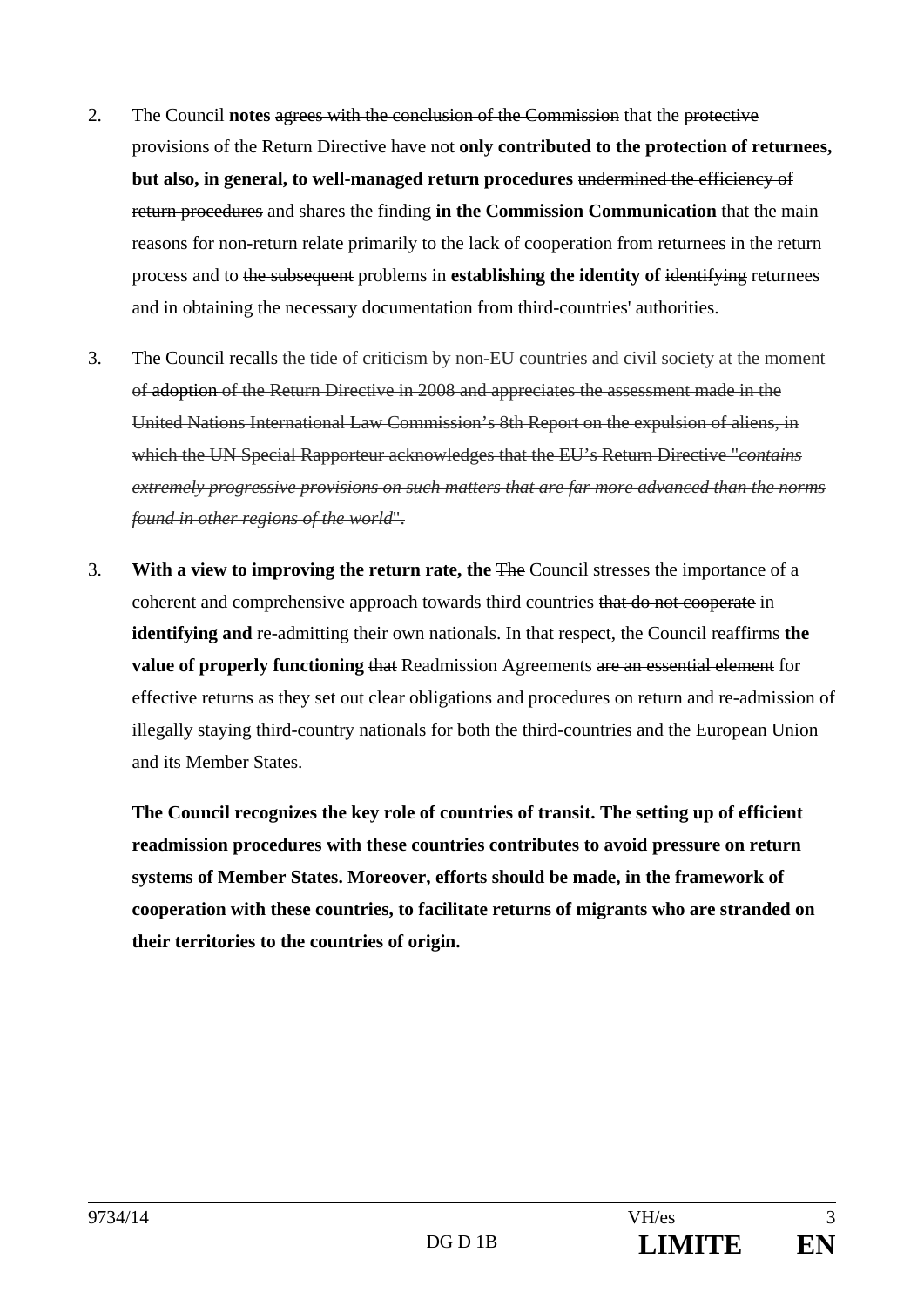2. The Council **notes** ~~agrees with the conclusion of the Commission~~ that the ~~protective~~ provisions of the Return Directive have not **only contributed to the protection of returnees, but also, in general, to well-managed return procedures** ~~undermined the efficiency of return procedures~~ and shares the finding **in the Commission Communication** that the main reasons for non-return relate primarily to the lack of cooperation from returnees in the return process and to ~~the subsequent~~ problems in **establishing the identity of** ~~identifying~~ returnees and in obtaining the necessary documentation from third-countries' authorities.

~~3. The Council recalls the tide of criticism by non-EU countries and civil society at the moment of adoption of the Return Directive in 2008 and appreciates the assessment made in the United Nations International Law Commission's 8th Report on the expulsion of aliens, in which the UN Special Rapporteur acknowledges that the EU's Return Directive "*contains extremely progressive provisions on such matters that are far more advanced than the norms found in other regions of the world*".~~

3. **With a view to improving the return rate, the** ~~The~~ Council stresses the importance of a coherent and comprehensive approach towards third countries ~~that do not cooperate~~ in **identifying and** re-admitting their own nationals. In that respect, the Council reaffirms **the value of properly functioning** ~~that~~ Readmission Agreements ~~are an essential element~~ for effective returns as they set out clear obligations and procedures on return and re-admission of illegally staying third-country nationals for both the third-countries and the European Union and its Member States.

   **The Council recognizes the key role of countries of transit. The setting up of efficient readmission procedures with these countries contributes to avoid pressure on return systems of Member States. Moreover, efforts should be made, in the framework of cooperation with these countries, to facilitate returns of migrants who are stranded on their territories to the countries of origin.**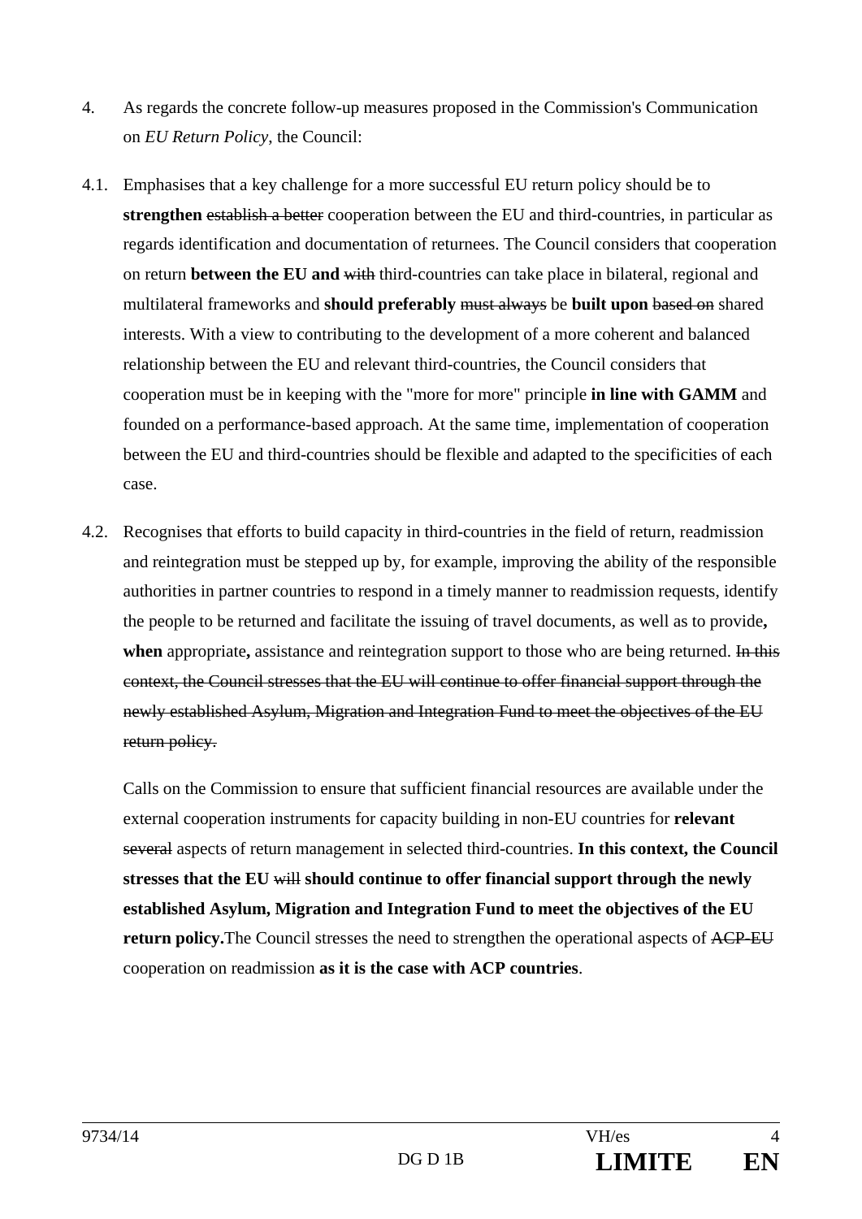4. As regards the concrete follow-up measures proposed in the Commission's Communication on *EU Return Policy*, the Council:

4.1. Emphasises that a key challenge for a more successful EU return policy should be to **strengthen** ~~establish a better~~ cooperation between the EU and third-countries, in particular as regards identification and documentation of returnees. The Council considers that cooperation on return **between the EU and** ~~with~~ third-countries can take place in bilateral, regional and multilateral frameworks and **should preferably** ~~must always~~ be **built upon** ~~based on~~ shared interests. With a view to contributing to the development of a more coherent and balanced relationship between the EU and relevant third-countries, the Council considers that cooperation must be in keeping with the "more for more" principle **in line with GAMM** and founded on a performance-based approach. At the same time, implementation of cooperation between the EU and third-countries should be flexible and adapted to the specificities of each case.

4.2. Recognises that efforts to build capacity in third-countries in the field of return, readmission and reintegration must be stepped up by, for example, improving the ability of the responsible authorities in partner countries to respond in a timely manner to readmission requests, identify the people to be returned and facilitate the issuing of travel documents, as well as to provide**, when** appropriate**,** assistance and reintegration support to those who are being returned. ~~In this context, the Council stresses that the EU will continue to offer financial support through the newly established Asylum, Migration and Integration Fund to meet the objectives of the EU return policy.~~

Calls on the Commission to ensure that sufficient financial resources are available under the external cooperation instruments for capacity building in non-EU countries for **relevant** ~~several~~ aspects of return management in selected third-countries. **In this context, the Council stresses that the EU** ~~will~~ **should continue to offer financial support through the newly established Asylum, Migration and Integration Fund to meet the objectives of the EU return policy.**The Council stresses the need to strengthen the operational aspects of ~~ACP-EU~~ cooperation on readmission **as it is the case with ACP countries**.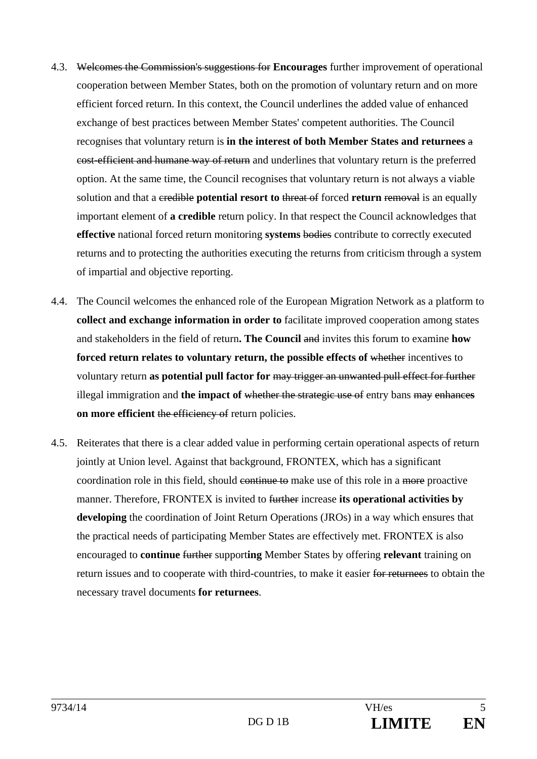4.3. ~~Welcomes the Commission's suggestions for~~ **Encourages** further improvement of operational cooperation between Member States, both on the promotion of voluntary return and on more efficient forced return. In this context, the Council underlines the added value of enhanced exchange of best practices between Member States' competent authorities. The Council recognises that voluntary return is **in the interest of both Member States and returnees** ~~a cost-efficient and humane way of return~~ and underlines that voluntary return is the preferred option. At the same time, the Council recognises that voluntary return is not always a viable solution and that a ~~credible~~ **potential resort to** ~~threat of~~ forced **return** ~~removal~~ is an equally important element of **a credible** return policy. In that respect the Council acknowledges that **effective** national forced return monitoring **systems** ~~bodies~~ contribute to correctly executed returns and to protecting the authorities executing the returns from criticism through a system of impartial and objective reporting.

4.4. The Council welcomes the enhanced role of the European Migration Network as a platform to **collect and exchange information in order to** facilitate improved cooperation among states and stakeholders in the field of return**. The Council** ~~and~~ invites this forum to examine **how forced return relates to voluntary return, the possible effects of** ~~whether~~ incentives to voluntary return **as potential pull factor for** ~~may trigger an unwanted pull effect for further~~ illegal immigration and **the impact of** ~~whether the strategic use of~~ entry bans ~~may enhances~~ **on more efficient** ~~the efficiency of~~ return policies.

4.5. Reiterates that there is a clear added value in performing certain operational aspects of return jointly at Union level. Against that background, FRONTEX, which has a significant coordination role in this field, should ~~continue to~~ make use of this role in a ~~more~~ proactive manner. Therefore, FRONTEX is invited to ~~further~~ increase **its operational activities by developing** the coordination of Joint Return Operations (JROs) in a way which ensures that the practical needs of participating Member States are effectively met. FRONTEX is also encouraged to **continue** ~~further~~ support**ing** Member States by offering **relevant** training on return issues and to cooperate with third-countries, to make it easier ~~for returnees~~ to obtain the necessary travel documents **for returnees**.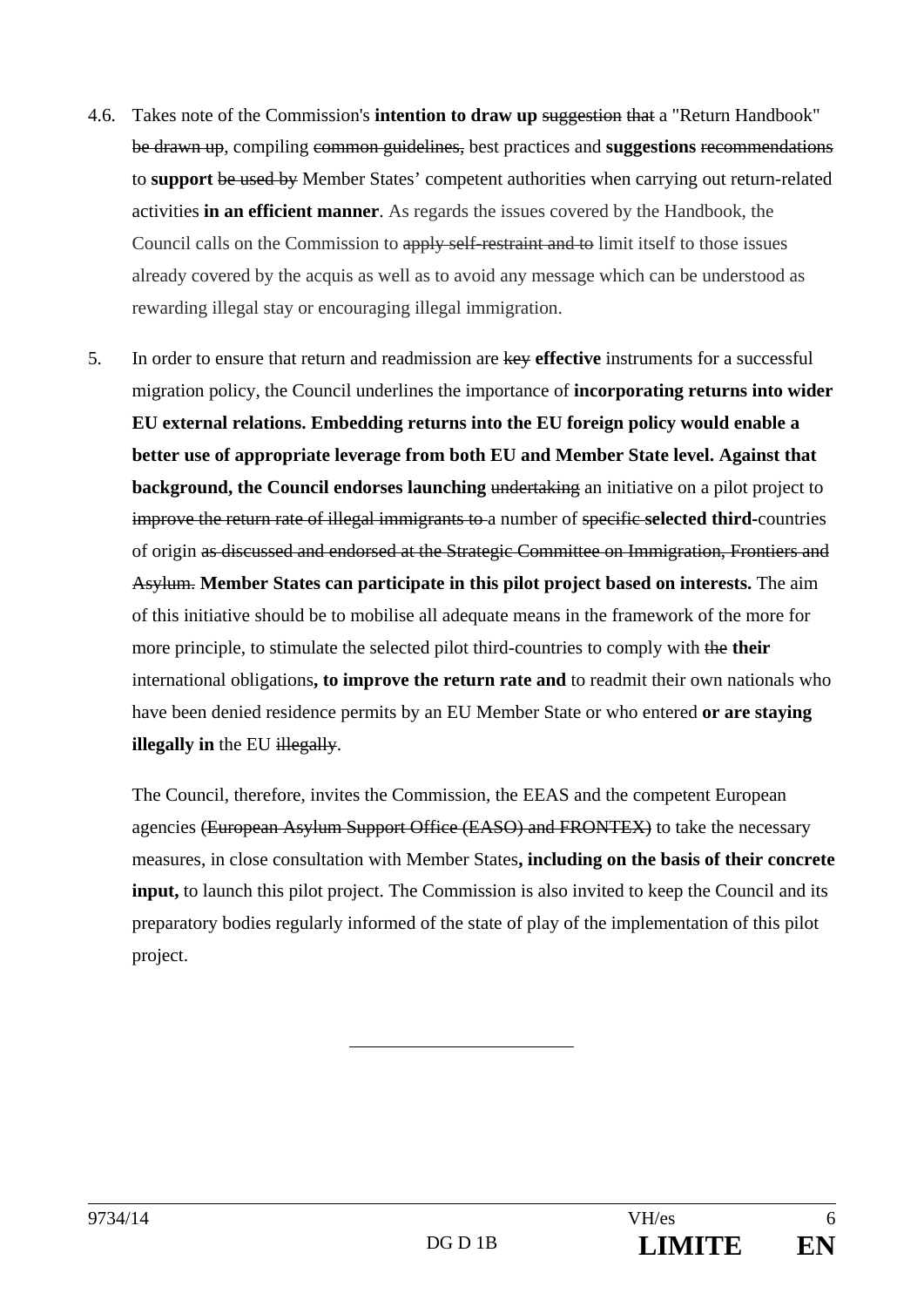4.6. Takes note of the Commission's **intention to draw up** ~~suggestion~~ ~~that~~ a "Return Handbook" ~~be drawn up~~, compiling ~~common guidelines,~~ best practices and **suggestions** ~~recommendations~~ to **support** ~~be used by~~ Member States' competent authorities when carrying out return-related activities **in an efficient manner**. As regards the issues covered by the Handbook, the Council calls on the Commission to ~~apply self-restraint and to~~ limit itself to those issues already covered by the acquis as well as to avoid any message which can be understood as rewarding illegal stay or encouraging illegal immigration.

5. In order to ensure that return and readmission are ~~key~~ **effective** instruments for a successful migration policy, the Council underlines the importance of **incorporating returns into wider EU external relations. Embedding returns into the EU foreign policy would enable a better use of appropriate leverage from both EU and Member State level. Against that background, the Council endorses launching** ~~undertaking~~ an initiative on a pilot project to ~~improve the return rate of illegal immigrants to~~ a number of ~~specific~~ **selected third-**countries of origin ~~as discussed and endorsed at the Strategic Committee on Immigration, Frontiers and Asylum.~~ **Member States can participate in this pilot project based on interests.** The aim of this initiative should be to mobilise all adequate means in the framework of the more for more principle, to stimulate the selected pilot third-countries to comply with ~~the~~ **their** international obligations**, to improve the return rate and** to readmit their own nationals who have been denied residence permits by an EU Member State or who entered **or are staying illegally in** the EU ~~illegally~~.

The Council, therefore, invites the Commission, the EEAS and the competent European agencies ~~(European Asylum Support Office (EASO) and FRONTEX)~~ to take the necessary measures, in close consultation with Member States**, including on the basis of their concrete input,** to launch this pilot project. The Commission is also invited to keep the Council and its preparatory bodies regularly informed of the state of play of the implementation of this pilot project.